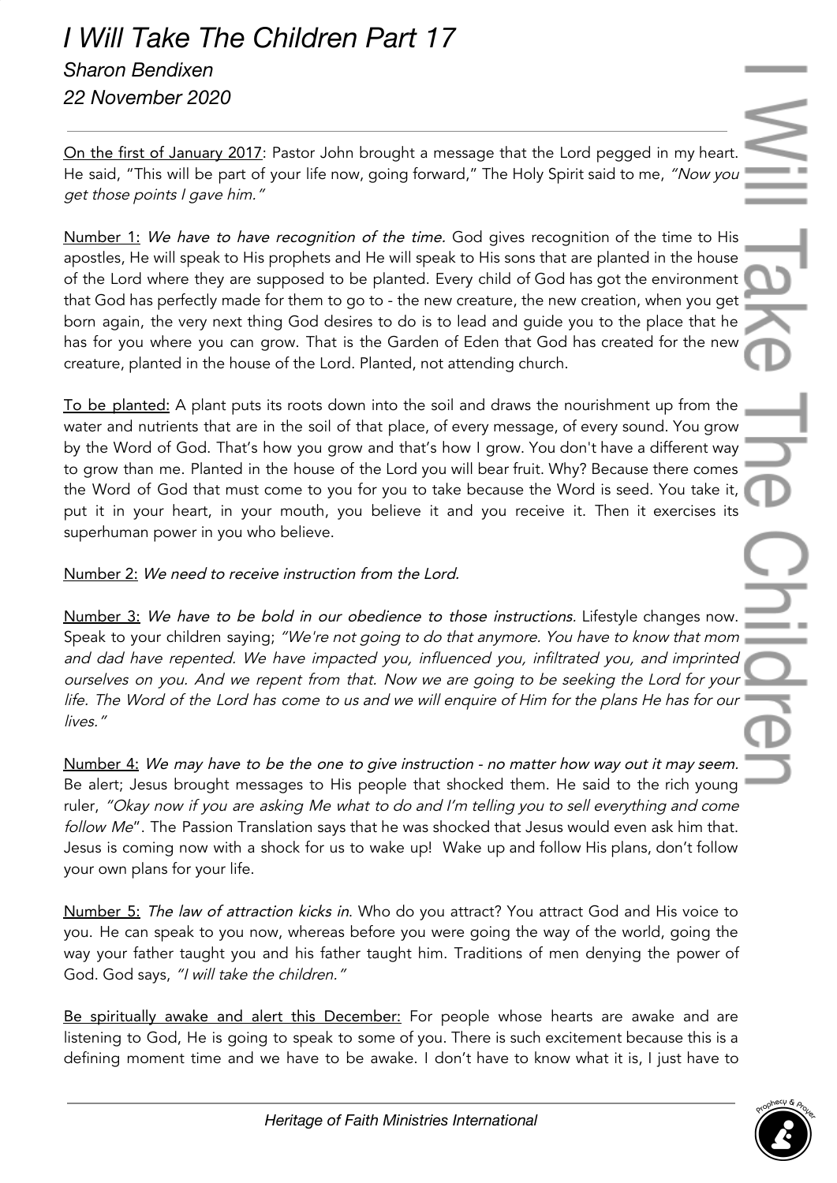# *I Will Take The Children Part 17*

*Sharon Bendixen*

*22 November 2020*

---

On the first of January 2017: Pastor John brought a message that the Lord pegged in my heart. He said, "This will be part of your life now, going forward," The Holy Spirit said to me, *"Now you get those points I gave him."*

Number 1: *We have to have recognition of the time.* God gives recognition of the time to His apostles, He will speak to His prophets and He will speak to His sons that are planted in the house of the Lord where they are supposed to be planted. Every child of God has got the environment that God has perfectly made for them to go to - the new creature, the new creation, when you get born again, the very next thing God desires to do is to lead and guide you to the place that he has for you where you can grow. That is the Garden of Eden that God has created for the new creature, planted in the house of the Lord. Planted, not attending church.

To be planted: A plant puts its roots down into the soil and draws the nourishment up from the water and nutrients that are in the soil of that place, of every message, of every sound. You grow by the Word of God. That's how you grow and that's how I grow. You don't have a different way to grow than me. Planted in the house of the Lord you will bear fruit. Why? Because there comes the Word of God that must come to you for you to take because the Word is seed. You take it, put it in your heart, in your mouth, you believe it and you receive it. Then it exercises its superhuman power in you who believe.

Number 2: *We need to receive instruction from the Lord.*

Number 3: *We have to be bold in our obedience to those instructions.* Lifestyle changes now. Speak to your children saying; *"We're not going to do that anymore. You have to know that mom and dad have repented. We have impacted you, influenced you, infiltrated you, and imprinted ourselves on you. And we repent from that. Now we are going to be seeking the Lord for your life. The Word of the Lord has come to us and we will enquire of Him for the plans He has for our lives."*

Number 4: *We may have to be the one to give instruction - no matter how way out it may seem.* Be alert; Jesus brought messages to His people that shocked them. He said to the rich young ruler, *"Okay now if you are asking Me what to do and I'm telling you to sell everything and come follow Me*". The Passion Translation says that he was shocked that Jesus would even ask him that. Jesus is coming now with a shock for us to wake up! Wake up and follow His plans, don't follow your own plans for your life.

Number 5: *The law of attraction kicks in.* Who do you attract? You attract God and His voice to you. He can speak to you now, whereas before you were going the way of the world, going the way your father taught you and his father taught him. Traditions of men denying the power of God. God says, *"I will take the children."*

Be spiritually awake and alert this December: For people whose hearts are awake and are listening to God, He is going to speak to some of you. There is such excitement because this is a defining moment time and we have to be awake. I don't have to know what it is, I just have to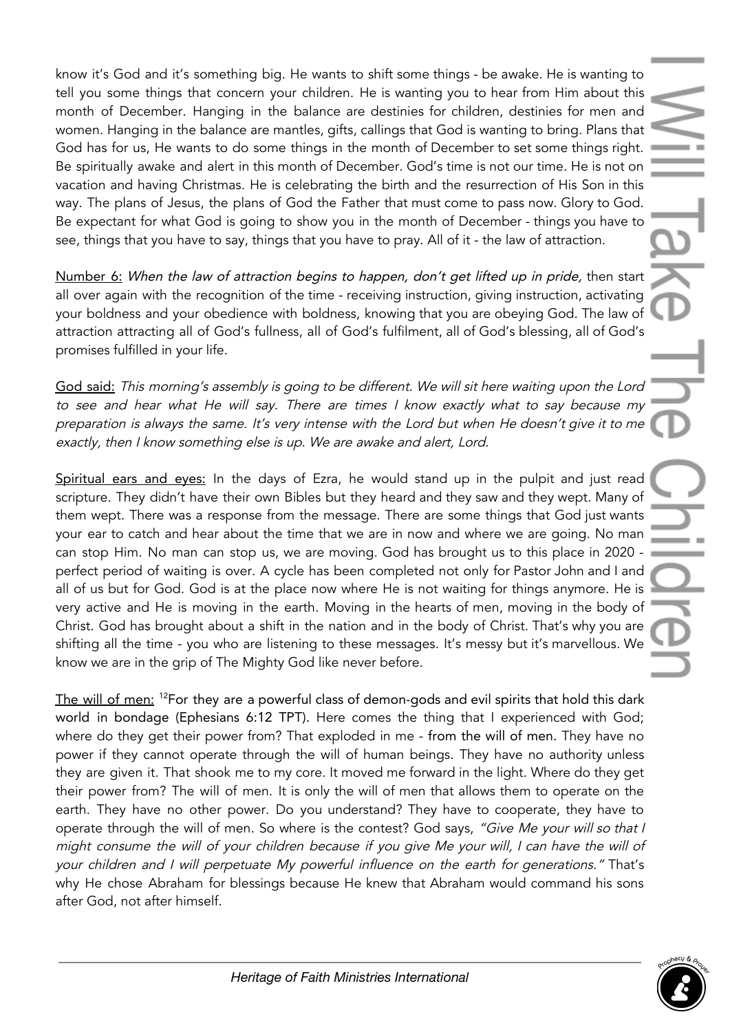know it's God and it's something big. He wants to shift some things - be awake. He is wanting to tell you some things that concern your children. He is wanting you to hear from Him about this month of December. Hanging in the balance are destinies for children, destinies for men and women. Hanging in the balance are mantles, gifts, callings that God is wanting to bring. Plans that God has for us, He wants to do some things in the month of December to set some things right. Be spiritually awake and alert in this month of December. God's time is not our time. He is not on vacation and having Christmas. He is celebrating the birth and the resurrection of His Son in this way. The plans of Jesus, the plans of God the Father that must come to pass now. Glory to God. Be expectant for what God is going to show you in the month of December - things you have to see, things that you have to say, things that you have to pray. All of it - the law of attraction.

<u>Number 6:</u> *When the law of attraction begins to happen, don't get lifted up in pride,* then start all over again with the recognition of the time - receiving instruction, giving instruction, activating your boldness and your obedience with boldness, knowing that you are obeying God. The law of attraction attracting all of God's fullness, all of God's fulfilment, all of God's blessing, all of God's promises fulfilled in your life.

<u>God said:</u> *This morning's assembly is going to be different. We will sit here waiting upon the Lord to see and hear what He will say. There are times I know exactly what to say because my preparation is always the same. It's very intense with the Lord but when He doesn't give it to me exactly, then I know something else is up. We are awake and alert, Lord.*

<u>Spiritual ears and eyes:</u> In the days of Ezra, he would stand up in the pulpit and just read scripture. They didn't have their own Bibles but they heard and they saw and they wept. Many of them wept. There was a response from the message. There are some things that God just wants your ear to catch and hear about the time that we are in now and where we are going. No man can stop Him. No man can stop us, we are moving. God has brought us to this place in 2020 - perfect period of waiting is over. A cycle has been completed not only for Pastor John and I and all of us but for God. God is at the place now where He is not waiting for things anymore. He is very active and He is moving in the earth. Moving in the hearts of men, moving in the body of Christ. God has brought about a shift in the nation and in the body of Christ. That's why you are shifting all the time - you who are listening to these messages. It's messy but it's marvellous. We know we are in the grip of The Mighty God like never before.

<u>The will of men:</u> [12]For they are a powerful class of demon-gods and evil spirits that hold this dark world in bondage (Ephesians 6:12 TPT). Here comes the thing that I experienced with God; where do they get their power from? That exploded in me - from the will of men. They have no power if they cannot operate through the will of human beings. They have no authority unless they are given it. That shook me to my core. It moved me forward in the light. Where do they get their power from? The will of men. It is only the will of men that allows them to operate on the earth. They have no other power. Do you understand? They have to cooperate, they have to operate through the will of men. So where is the contest? God says, *"Give Me your will so that I might consume the will of your children because if you give Me your will, I can have the will of your children and I will perpetuate My powerful influence on the earth for generations."* That's why He chose Abraham for blessings because He knew that Abraham would command his sons after God, not after himself.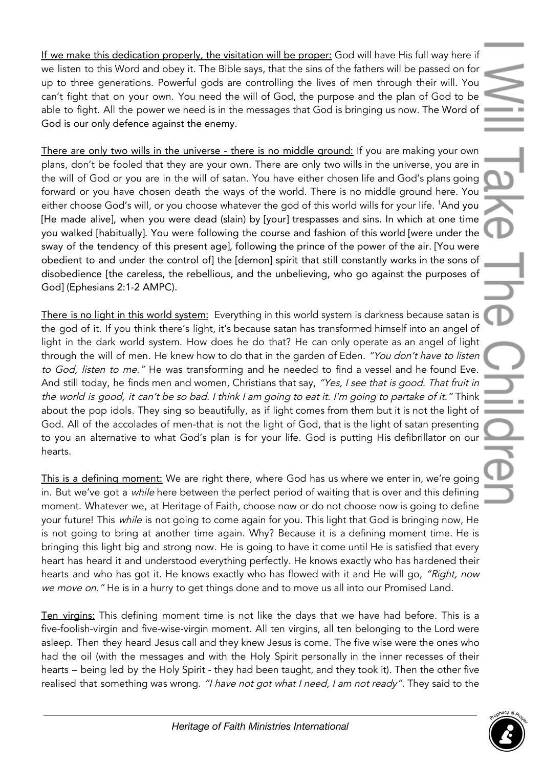<u>If we make this dedication properly, the visitation will be proper:</u> God will have His full way here if we listen to this Word and obey it. The Bible says, that the sins of the fathers will be passed on for up to three generations. Powerful gods are controlling the lives of men through their will. You can't fight that on your own. You need the will of God, the purpose and the plan of God to be able to fight. All the power we need is in the messages that God is bringing us now. The Word of God is our only defence against the enemy.

<u>There are only two wills in the universe - there is no middle ground:</u> If you are making your own plans, don't be fooled that they are your own. There are only two wills in the universe, you are in the will of God or you are in the will of satan. You have either chosen life and God's plans going forward or you have chosen death the ways of the world. There is no middle ground here. You either choose God's will, or you choose whatever the god of this world wills for your life. [1]And you [He made alive], when you were dead (slain) by [your] trespasses and sins. In which at one time you walked [habitually]. You were following the course and fashion of this world [were under the sway of the tendency of this present age], following the prince of the power of the air. [You were obedient to and under the control of] the [demon] spirit that still constantly works in the sons of disobedience [the careless, the rebellious, and the unbelieving, who go against the purposes of God] (Ephesians 2:1-2 AMPC).

<u>There is no light in this world system:</u> Everything in this world system is darkness because satan is the god of it. If you think there's light, it's because satan has transformed himself into an angel of light in the dark world system. How does he do that? He can only operate as an angel of light through the will of men. He knew how to do that in the garden of Eden. *"You don't have to listen to God, listen to me."* He was transforming and he needed to find a vessel and he found Eve. And still today, he finds men and women, Christians that say, *"Yes, I see that is good. That fruit in the world is good, it can't be so bad. I think I am going to eat it. I'm going to partake of it."* Think about the pop idols. They sing so beautifully, as if light comes from them but it is not the light of God. All of the accolades of men-that is not the light of God, that is the light of satan presenting to you an alternative to what God's plan is for your life. God is putting His defibrillator on our hearts.

<u>This is a defining moment:</u> We are right there, where God has us where we enter in, we're going in. But we've got a *while* here between the perfect period of waiting that is over and this defining moment. Whatever we, at Heritage of Faith, choose now or do not choose now is going to define your future! This *while* is not going to come again for you. This light that God is bringing now, He is not going to bring at another time again. Why? Because it is a defining moment time. He is bringing this light big and strong now. He is going to have it come until He is satisfied that every heart has heard it and understood everything perfectly. He knows exactly who has hardened their hearts and who has got it. He knows exactly who has flowed with it and He will go, *"Right, now we move on."* He is in a hurry to get things done and to move us all into our Promised Land.

<u>Ten virgins:</u> This defining moment time is not like the days that we have had before. This is a five-foolish-virgin and five-wise-virgin moment. All ten virgins, all ten belonging to the Lord were asleep. Then they heard Jesus call and they knew Jesus is come. The five wise were the ones who had the oil (with the messages and with the Holy Spirit personally in the inner recesses of their hearts – being led by the Holy Spirit - they had been taught, and they took it). Then the other five realised that something was wrong. *"I have not got what I need, I am not ready"*. They said to the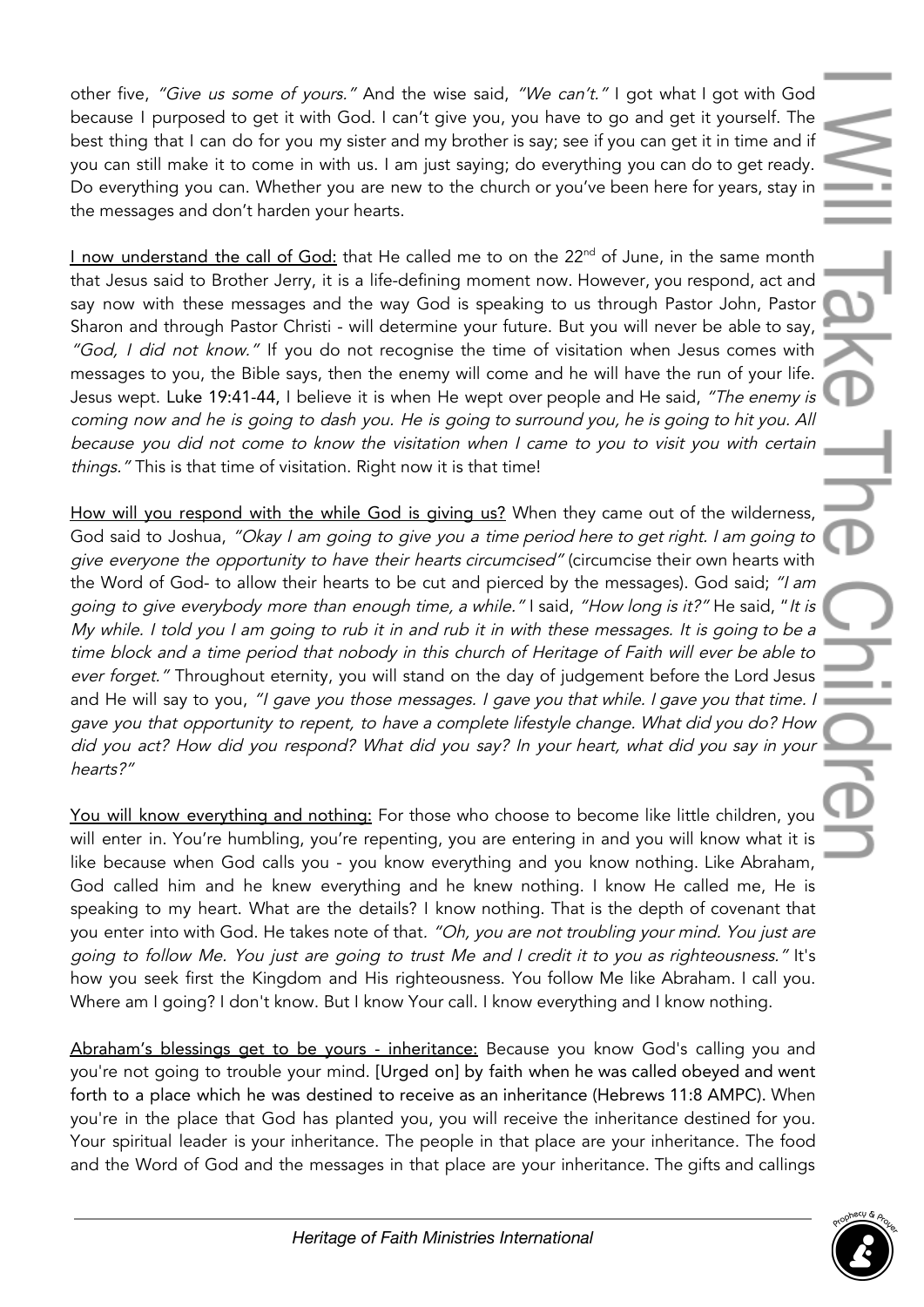other five, *"Give us some of yours."* And the wise said, *"We can't."* I got what I got with God because I purposed to get it with God. I can't give you, you have to go and get it yourself. The best thing that I can do for you my sister and my brother is say; see if you can get it in time and if you can still make it to come in with us. I am just saying; do everything you can do to get ready. Do everything you can. Whether you are new to the church or you've been here for years, stay in the messages and don't harden your hearts.

<u>I now understand the call of God:</u> that He called me to on the 22nd of June, in the same month that Jesus said to Brother Jerry, it is a life-defining moment now. However, you respond, act and say now with these messages and the way God is speaking to us through Pastor John, Pastor Sharon and through Pastor Christi - will determine your future. But you will never be able to say, *"God, I did not know."* If you do not recognise the time of visitation when Jesus comes with messages to you, the Bible says, then the enemy will come and he will have the run of your life. Jesus wept. Luke 19:41-44, I believe it is when He wept over people and He said, *"The enemy is coming now and he is going to dash you. He is going to surround you, he is going to hit you. All because you did not come to know the visitation when I came to you to visit you with certain things."* This is that time of visitation. Right now it is that time!

<u>How will you respond with the while God is giving us?</u> When they came out of the wilderness, God said to Joshua, *"Okay I am going to give you a time period here to get right. I am going to give everyone the opportunity to have their hearts circumcised"* (circumcise their own hearts with the Word of God- to allow their hearts to be cut and pierced by the messages). God said; *"I am going to give everybody more than enough time, a while."* I said, *"How long is it?"* He said, "*It is My while. I told you I am going to rub it in and rub it in with these messages. It is going to be a time block and a time period that nobody in this church of Heritage of Faith will ever be able to ever forget."* Throughout eternity, you will stand on the day of judgement before the Lord Jesus and He will say to you, *"I gave you those messages. I gave you that while. I gave you that time. I gave you that opportunity to repent, to have a complete lifestyle change. What did you do? How did you act? How did you respond? What did you say? In your heart, what did you say in your hearts?"*

<u>You will know everything and nothing:</u> For those who choose to become like little children, you will enter in. You're humbling, you're repenting, you are entering in and you will know what it is like because when God calls you - you know everything and you know nothing. Like Abraham, God called him and he knew everything and he knew nothing. I know He called me, He is speaking to my heart. What are the details? I know nothing. That is the depth of covenant that you enter into with God. He takes note of that. *"Oh, you are not troubling your mind. You just are going to follow Me. You just are going to trust Me and I credit it to you as righteousness."* It's how you seek first the Kingdom and His righteousness. You follow Me like Abraham. I call you. Where am I going? I don't know. But I know Your call. I know everything and I know nothing.

<u>Abraham's blessings get to be yours - inheritance:</u> Because you know God's calling you and you're not going to trouble your mind. [Urged on] by faith when he was called obeyed and went forth to a place which he was destined to receive as an inheritance (Hebrews 11:8 AMPC). When you're in the place that God has planted you, you will receive the inheritance destined for you. Your spiritual leader is your inheritance. The people in that place are your inheritance. The food and the Word of God and the messages in that place are your inheritance. The gifts and callings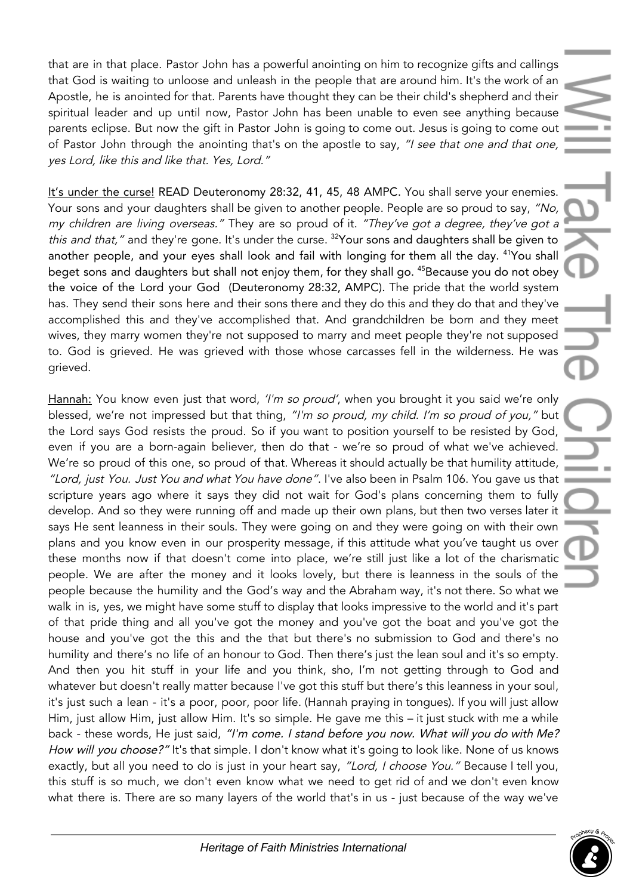that are in that place. Pastor John has a powerful anointing on him to recognize gifts and callings that God is waiting to unloose and unleash in the people that are around him. It's the work of an Apostle, he is anointed for that. Parents have thought they can be their child's shepherd and their spiritual leader and up until now, Pastor John has been unable to even see anything because parents eclipse. But now the gift in Pastor John is going to come out. Jesus is going to come out of Pastor John through the anointing that's on the apostle to say, *"I see that one and that one, yes Lord, like this and like that. Yes, Lord."*

<u>It's under the curse!</u> READ Deuteronomy 28:32, 41, 45, 48 AMPC. You shall serve your enemies. Your sons and your daughters shall be given to another people. People are so proud to say, *"No, my children are living overseas."* They are so proud of it. *"They've got a degree, they've got a this and that,"* and they're gone. It's under the curse. [32]**Your sons and daughters shall be given to another people, and your eyes shall look and fail with longing for them all the day.** [41]**You shall beget sons and daughters but shall not enjoy them, for they shall go.** [45]**Because you do not obey the voice of the Lord your God** (Deuteronomy 28:32, AMPC). The pride that the world system has. They send their sons here and their sons there and they do this and they do that and they've accomplished this and they've accomplished that. And grandchildren be born and they meet wives, they marry women they're not supposed to marry and meet people they're not supposed to. God is grieved. He was grieved with those whose carcasses fell in the wilderness. He was grieved.

<u>Hannah:</u> You know even just that word, *'I'm so proud'*, when you brought it you said we're only blessed, we're not impressed but that thing, *"I'm so proud, my child. I'm so proud of you,"* but the Lord says God resists the proud. So if you want to position yourself to be resisted by God, even if you are a born-again believer, then do that - we're so proud of what we've achieved. We're so proud of this one, so proud of that. Whereas it should actually be that humility attitude, *"Lord, just You. Just You and what You have done"*. I've also been in Psalm 106. You gave us that scripture years ago where it says they did not wait for God's plans concerning them to fully develop. And so they were running off and made up their own plans, but then two verses later it says He sent leanness in their souls. They were going on and they were going on with their own plans and you know even in our prosperity message, if this attitude what you've taught us over these months now if that doesn't come into place, we're still just like a lot of the charismatic people. We are after the money and it looks lovely, but there is leanness in the souls of the people because the humility and the God's way and the Abraham way, it's not there. So what we walk in is, yes, we might have some stuff to display that looks impressive to the world and it's part of that pride thing and all you've got the money and you've got the boat and you've got the house and you've got the this and the that but there's no submission to God and there's no humility and there's no life of an honour to God. Then there's just the lean soul and it's so empty. And then you hit stuff in your life and you think, sho, I'm not getting through to God and whatever but doesn't really matter because I've got this stuff but there's this leanness in your soul, it's just such a lean - it's a poor, poor, poor life. (Hannah praying in tongues). If you will just allow Him, just allow Him, just allow Him. It's so simple. He gave me this – it just stuck with me a while back - these words, He just said, ***"I'm come. I stand before you now. What will you do with Me? How will you choose?"*** It's that simple. I don't know what it's going to look like. None of us knows exactly, but all you need to do is just in your heart say, *"Lord, I choose You."* Because I tell you, this stuff is so much, we don't even know what we need to get rid of and we don't even know what there is. There are so many layers of the world that's in us - just because of the way we've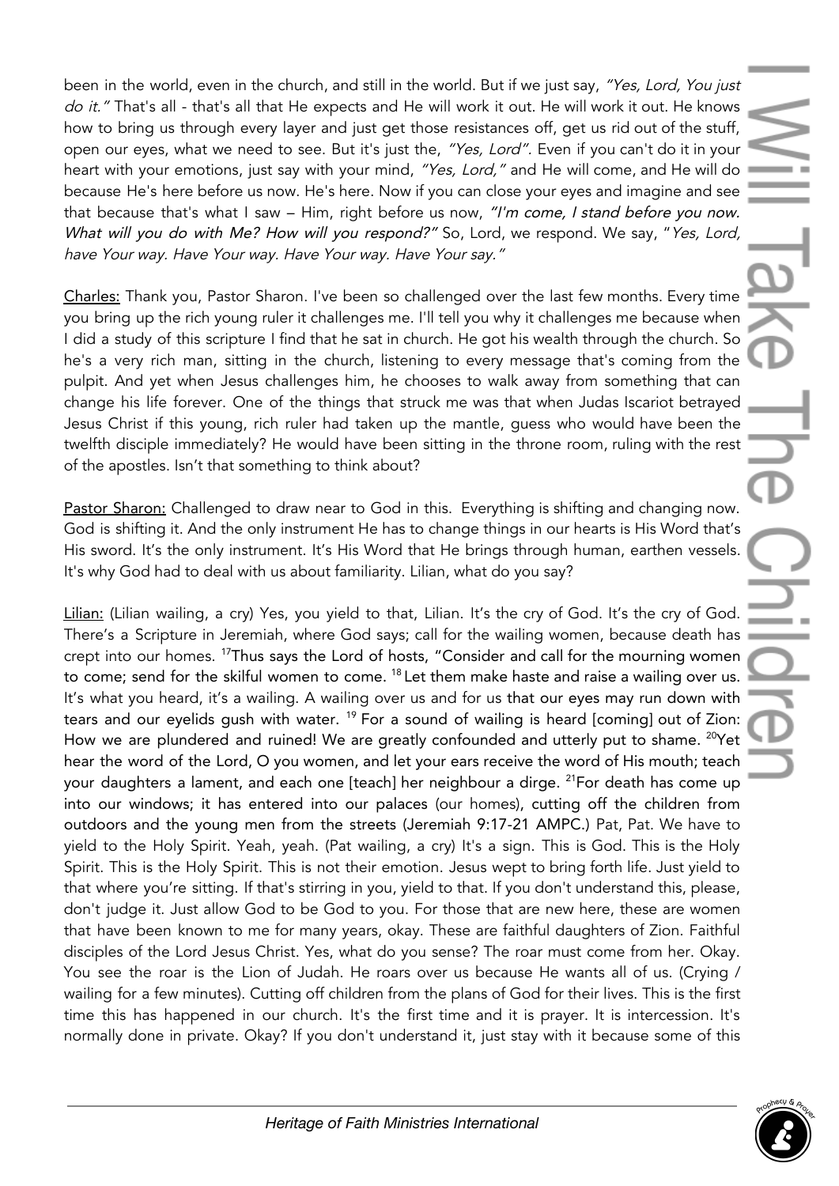been in the world, even in the church, and still in the world. But if we just say, *"Yes, Lord, You just do it."* That's all - that's all that He expects and He will work it out. He will work it out. He knows how to bring us through every layer and just get those resistances off, get us rid out of the stuff, open our eyes, what we need to see. But it's just the, *"Yes, Lord".* Even if you can't do it in your heart with your emotions, just say with your mind, *"Yes, Lord,"* and He will come, and He will do because He's here before us now. He's here. Now if you can close your eyes and imagine and see that because that's what I saw – Him, right before us now, *"I'm come, I stand before you now. What will you do with Me? How will you respond?"* So, Lord, we respond. We say, "*Yes, Lord, have Your way. Have Your way. Have Your way. Have Your say."*

Charles: Thank you, Pastor Sharon. I've been so challenged over the last few months. Every time you bring up the rich young ruler it challenges me. I'll tell you why it challenges me because when I did a study of this scripture I find that he sat in church. He got his wealth through the church. So he's a very rich man, sitting in the church, listening to every message that's coming from the pulpit. And yet when Jesus challenges him, he chooses to walk away from something that can change his life forever. One of the things that struck me was that when Judas Iscariot betrayed Jesus Christ if this young, rich ruler had taken up the mantle, guess who would have been the twelfth disciple immediately? He would have been sitting in the throne room, ruling with the rest of the apostles. Isn't that something to think about?

Pastor Sharon: Challenged to draw near to God in this. Everything is shifting and changing now. God is shifting it. And the only instrument He has to change things in our hearts is His Word that's His sword. It's the only instrument. It's His Word that He brings through human, earthen vessels. It's why God had to deal with us about familiarity. Lilian, what do you say?

Lilian: (Lilian wailing, a cry) Yes, you yield to that, Lilian. It's the cry of God. It's the cry of God. There's a Scripture in Jeremiah, where God says; call for the wailing women, because death has crept into our homes. [17]Thus says the Lord of hosts, "Consider and call for the mourning women to come; send for the skilful women to come. [18] Let them make haste and raise a wailing over us. It's what you heard, it's a wailing. A wailing over us and for us that our eyes may run down with tears and our eyelids gush with water. [19] For a sound of wailing is heard [coming] out of Zion: How we are plundered and ruined! We are greatly confounded and utterly put to shame. [20]Yet hear the word of the Lord, O you women, and let your ears receive the word of His mouth; teach your daughters a lament, and each one [teach] her neighbour a dirge. [21]For death has come up into our windows; it has entered into our palaces (our homes), cutting off the children from outdoors and the young men from the streets (Jeremiah 9:17-21 AMPC.) Pat, Pat. We have to yield to the Holy Spirit. Yeah, yeah. (Pat wailing, a cry) It's a sign. This is God. This is the Holy Spirit. This is the Holy Spirit. This is not their emotion. Jesus wept to bring forth life. Just yield to that where you're sitting. If that's stirring in you, yield to that. If you don't understand this, please, don't judge it. Just allow God to be God to you. For those that are new here, these are women that have been known to me for many years, okay. These are faithful daughters of Zion. Faithful disciples of the Lord Jesus Christ. Yes, what do you sense? The roar must come from her. Okay. You see the roar is the Lion of Judah. He roars over us because He wants all of us. (Crying / wailing for a few minutes). Cutting off children from the plans of God for their lives. This is the first time this has happened in our church. It's the first time and it is prayer. It is intercession. It's normally done in private. Okay? If you don't understand it, just stay with it because some of this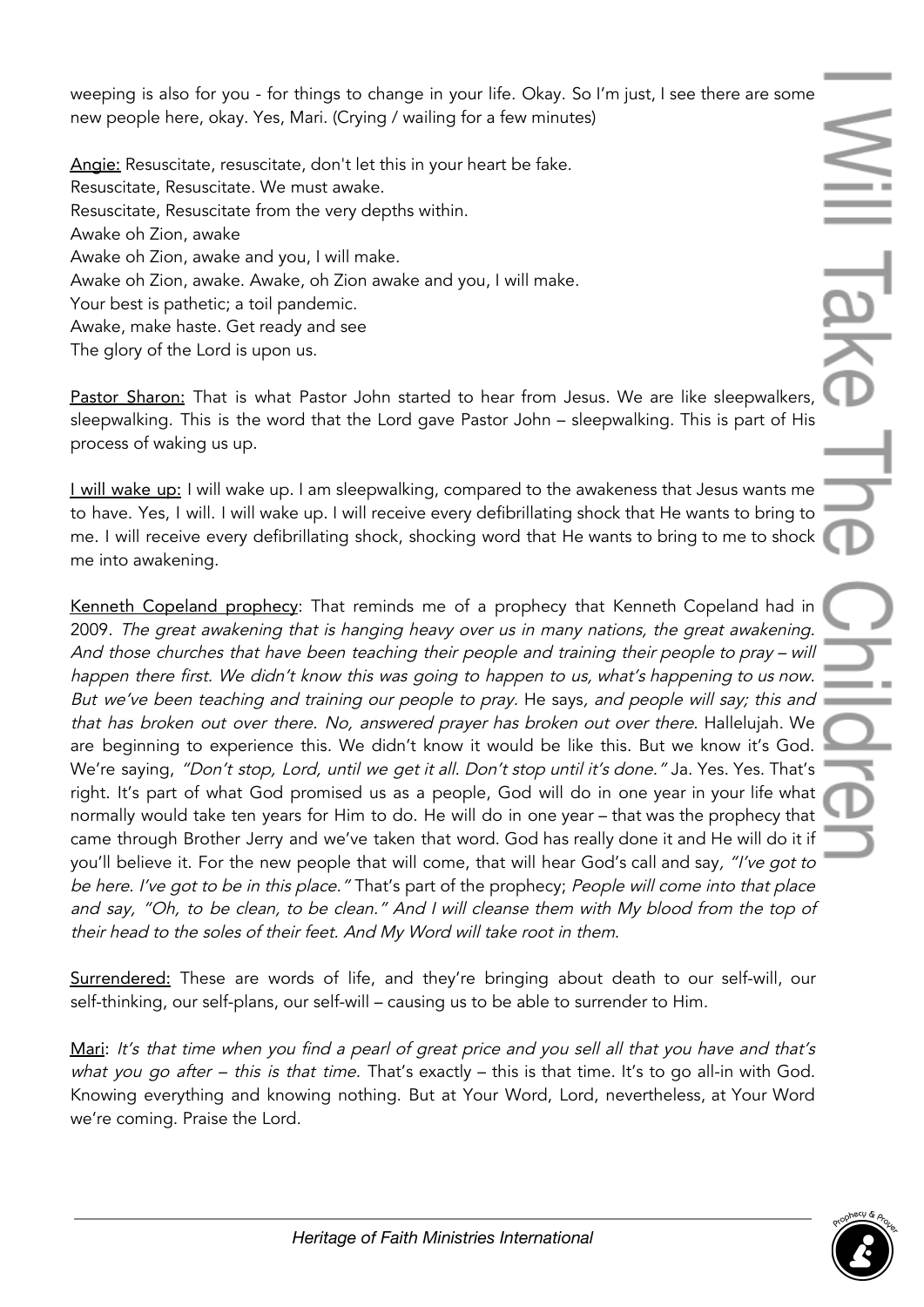weeping is also for you - for things to change in your life. Okay. So I'm just, I see there are some new people here, okay. Yes, Mari. (Crying / wailing for a few minutes)

<u>Angie:</u> Resuscitate, resuscitate, don't let this in your heart be fake.
Resuscitate, Resuscitate. We must awake.
Resuscitate, Resuscitate from the very depths within.
Awake oh Zion, awake
Awake oh Zion, awake and you, I will make.
Awake oh Zion, awake. Awake, oh Zion awake and you, I will make.
Your best is pathetic; a toil pandemic.
Awake, make haste. Get ready and see
The glory of the Lord is upon us.

<u>Pastor Sharon:</u> That is what Pastor John started to hear from Jesus. We are like sleepwalkers, sleepwalking. This is the word that the Lord gave Pastor John – sleepwalking. This is part of His process of waking us up.

<u>I will wake up:</u> I will wake up. I am sleepwalking, compared to the awakeness that Jesus wants me to have. Yes, I will. I will wake up. I will receive every defibrillating shock that He wants to bring to me. I will receive every defibrillating shock, shocking word that He wants to bring to me to shock me into awakening.

<u>Kenneth Copeland prophecy</u>: That reminds me of a prophecy that Kenneth Copeland had in 2009. *The great awakening that is hanging heavy over us in many nations, the great awakening. And those churches that have been teaching their people and training their people to pray – will happen there first. We didn't know this was going to happen to us, what's happening to us now. But we've been teaching and training our people to pray.* He says*, and people will say; this and that has broken out over there. No, answered prayer has broken out over there*. Hallelujah. We are beginning to experience this. We didn't know it would be like this. But we know it's God. We're saying, *"Don't stop, Lord, until we get it all. Don't stop until it's done."* Ja. Yes. Yes. That's right. It's part of what God promised us as a people, God will do in one year in your life what normally would take ten years for Him to do. He will do in one year – that was the prophecy that came through Brother Jerry and we've taken that word. God has really done it and He will do it if you'll believe it. For the new people that will come, that will hear God's call and say*, "I've got to be here. I've got to be in this place."* That's part of the prophecy; *People will come into that place and say, "Oh, to be clean, to be clean." And I will cleanse them with My blood from the top of their head to the soles of their feet. And My Word will take root in them*.

<u>Surrendered:</u> These are words of life, and they're bringing about death to our self-will, our self-thinking, our self-plans, our self-will – causing us to be able to surrender to Him.

<u>Mari</u>: *It's that time when you find a pearl of great price and you sell all that you have and that's what you go after – this is that time.* That's exactly – this is that time. It's to go all-in with God. Knowing everything and knowing nothing. But at Your Word, Lord, nevertheless, at Your Word we're coming. Praise the Lord.